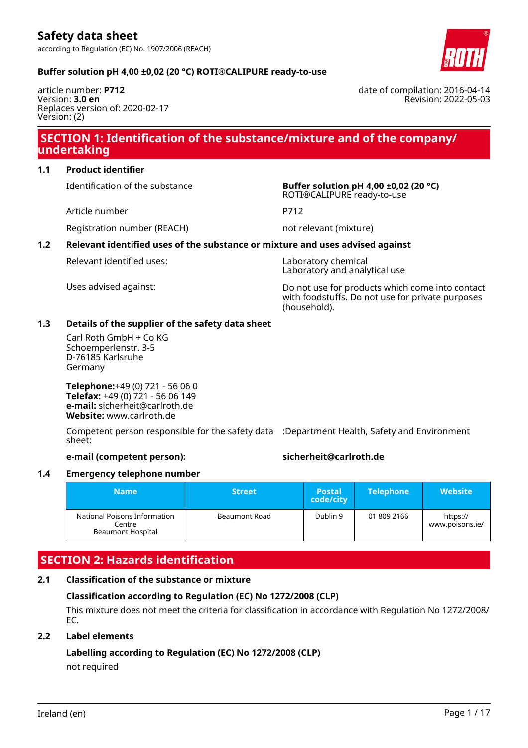# Safety data sheet

according to Regulation (EC) No. 1907/2006 (REACH)

**Buffer solution pH 4,00 ±0,02 (20 °C) ROTI®CALIPURE ready-to-use**

article number: **P712**
Version: **3.0 en**
Replaces version of: 2020-02-17
Version: (2)

date of compilation: 2016-04-14
Revision: 2022-05-03

## SECTION 1: Identification of the substance/mixture and of the company/undertaking

### 1.1 Product identifier

| | |
|---|---|
| Identification of the substance | **Buffer solution pH 4,00 ±0,02 (20 °C)** ROTI®CALIPURE ready-to-use |
| Article number | P712 |
| Registration number (REACH) | not relevant (mixture) |

### 1.2 Relevant identified uses of the substance or mixture and uses advised against

| | |
|---|---|
| Relevant identified uses: | Laboratory chemical<br>Laboratory and analytical use |
| Uses advised against: | Do not use for products which come into contact with foodstuffs. Do not use for private purposes (household). |

### 1.3 Details of the supplier of the safety data sheet

Carl Roth GmbH + Co KG
Schoemperlenstr. 3-5
D-76185 Karlsruhe
Germany

**Telephone:**+49 (0) 721 - 56 06 0
**Telefax:** +49 (0) 721 - 56 06 149
**e-mail:** sicherheit@carlroth.de
**Website:** www.carlroth.de

Competent person responsible for the safety data sheet: :Department Health, Safety and Environment

**e-mail (competent person):** **sicherheit@carlroth.de**

### 1.4 Emergency telephone number

| Name | Street | Postal code/city | Telephone | Website |
|---|---|---|---|---|
| National Poisons Information Centre<br>Beaumont Hospital | Beaumont Road | Dublin 9 | 01 809 2166 | https://www.poisons.ie/ |

## SECTION 2: Hazards identification

### 2.1 Classification of the substance or mixture

**Classification according to Regulation (EC) No 1272/2008 (CLP)**

This mixture does not meet the criteria for classification in accordance with Regulation No 1272/2008/EC.

### 2.2 Label elements

**Labelling according to Regulation (EC) No 1272/2008 (CLP)**

not required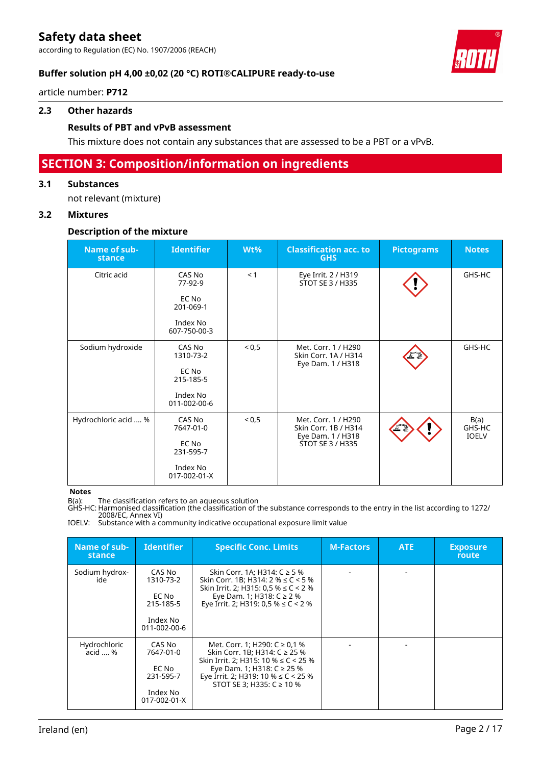### 2.3 Other hazards

**Results of PBT and vPvB assessment**

This mixture does not contain any substances that are assessed to be a PBT or a vPvB.

## SECTION 3: Composition/information on ingredients

### 3.1 Substances

not relevant (mixture)

### 3.2 Mixtures

**Description of the mixture**

| Name of substance | Identifier | Wt% | Classification acc. to GHS | Pictograms | Notes |
|---|---|---|---|---|---|
| Citric acid | CAS No 77-92-9<br>EC No 201-069-1<br>Index No 607-750-00-3 | < 1 | Eye Irrit. 2 / H319<br>STOT SE 3 / H335 | | GHS-HC |
| Sodium hydroxide | CAS No 1310-73-2<br>EC No 215-185-5<br>Index No 011-002-00-6 | < 0,5 | Met. Corr. 1 / H290<br>Skin Corr. 1A / H314<br>Eye Dam. 1 / H318 | | GHS-HC |
| Hydrochloric acid .... % | CAS No 7647-01-0<br>EC No 231-595-7<br>Index No 017-002-01-X | < 0,5 | Met. Corr. 1 / H290<br>Skin Corr. 1B / H314<br>Eye Dam. 1 / H318<br>STOT SE 3 / H335 | | B(a)<br>GHS-HC<br>IOELV |

**Notes**

B(a): The classification refers to an aqueous solution
GHS-HC: Harmonised classification (the classification of the substance corresponds to the entry in the list according to 1272/2008/EC, Annex VI)
IOELV: Substance with a community indicative occupational exposure limit value

| Name of substance | Identifier | Specific Conc. Limits | M-Factors | ATE | Exposure route |
|---|---|---|---|---|---|
| Sodium hydroxide | CAS No 1310-73-2<br>EC No 215-185-5<br>Index No 011-002-00-6 | Skin Corr. 1A; H314: C ≥ 5 %<br>Skin Corr. 1B; H314: 2 % ≤ C < 5 %<br>Skin Irrit. 2; H315: 0,5 % ≤ C < 2 %<br>Eye Dam. 1; H318: C ≥ 2 %<br>Eye Irrit. 2; H319: 0,5 % ≤ C < 2 % | - | - | |
| Hydrochloric acid .... % | CAS No 7647-01-0<br>EC No 231-595-7<br>Index No 017-002-01-X | Met. Corr. 1; H290: C ≥ 0,1 %<br>Skin Corr. 1B; H314: C ≥ 25 %<br>Skin Irrit. 2; H315: 10 % ≤ C < 25 %<br>Eye Dam. 1; H318: C ≥ 25 %<br>Eye Irrit. 2; H319: 10 % ≤ C < 25 %<br>STOT SE 3; H335: C ≥ 10 % | - | - | |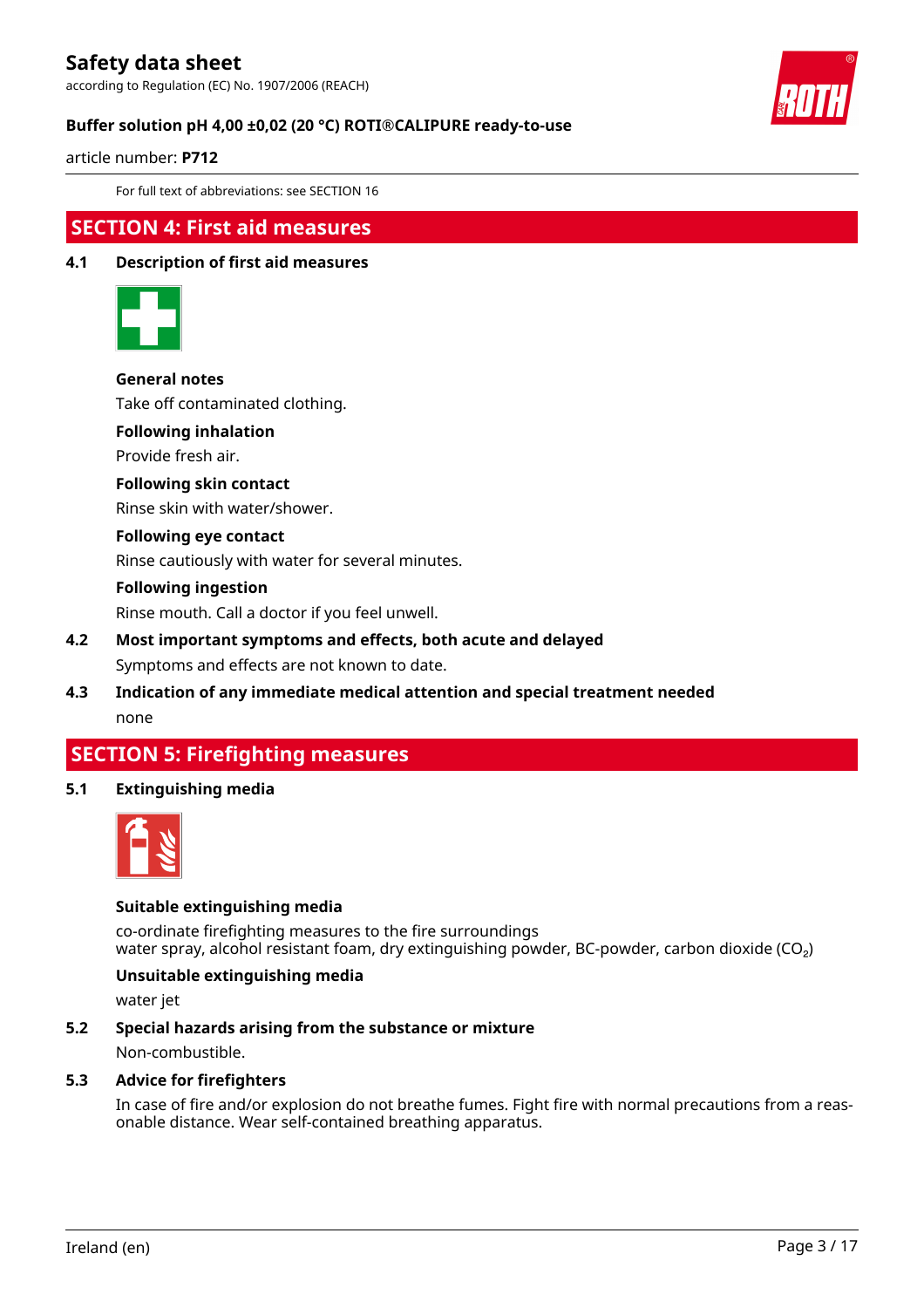For full text of abbreviations: see SECTION 16

## SECTION 4: First aid measures

### 4.1 Description of first aid measures

**General notes**

Take off contaminated clothing.

**Following inhalation**

Provide fresh air.

**Following skin contact**

Rinse skin with water/shower.

**Following eye contact**

Rinse cautiously with water for several minutes.

**Following ingestion**

Rinse mouth. Call a doctor if you feel unwell.

### 4.2 Most important symptoms and effects, both acute and delayed

Symptoms and effects are not known to date.

### 4.3 Indication of any immediate medical attention and special treatment needed

none

## SECTION 5: Firefighting measures

### 5.1 Extinguishing media

**Suitable extinguishing media**

co-ordinate firefighting measures to the fire surroundings
water spray, alcohol resistant foam, dry extinguishing powder, BC-powder, carbon dioxide ($CO_2$)

**Unsuitable extinguishing media**

water jet

### 5.2 Special hazards arising from the substance or mixture

Non-combustible.

### 5.3 Advice for firefighters

In case of fire and/or explosion do not breathe fumes. Fight fire with normal precautions from a reasonable distance. Wear self-contained breathing apparatus.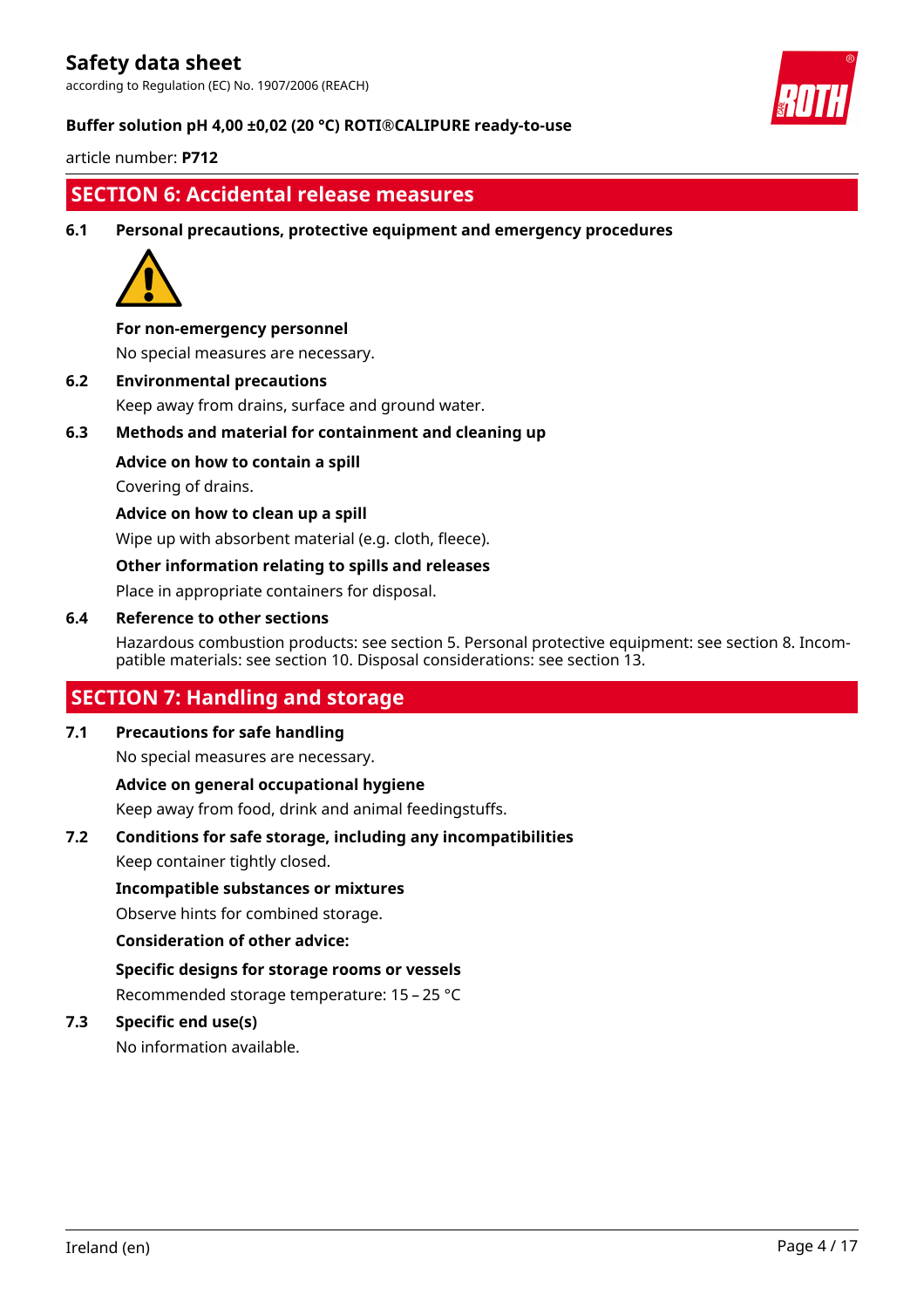## SECTION 6: Accidental release measures

### 6.1 Personal precautions, protective equipment and emergency procedures

**For non-emergency personnel**

No special measures are necessary.

### 6.2 Environmental precautions

Keep away from drains, surface and ground water.

### 6.3 Methods and material for containment and cleaning up

**Advice on how to contain a spill**

Covering of drains.

**Advice on how to clean up a spill**

Wipe up with absorbent material (e.g. cloth, fleece).

**Other information relating to spills and releases**

Place in appropriate containers for disposal.

### 6.4 Reference to other sections

Hazardous combustion products: see section 5. Personal protective equipment: see section 8. Incompatible materials: see section 10. Disposal considerations: see section 13.

## SECTION 7: Handling and storage

### 7.1 Precautions for safe handling

No special measures are necessary.

**Advice on general occupational hygiene**

Keep away from food, drink and animal feedingstuffs.

### 7.2 Conditions for safe storage, including any incompatibilities

Keep container tightly closed.

**Incompatible substances or mixtures**

Observe hints for combined storage.

**Consideration of other advice:**

**Specific designs for storage rooms or vessels**

Recommended storage temperature: 15 – 25 °C

### 7.3 Specific end use(s)

No information available.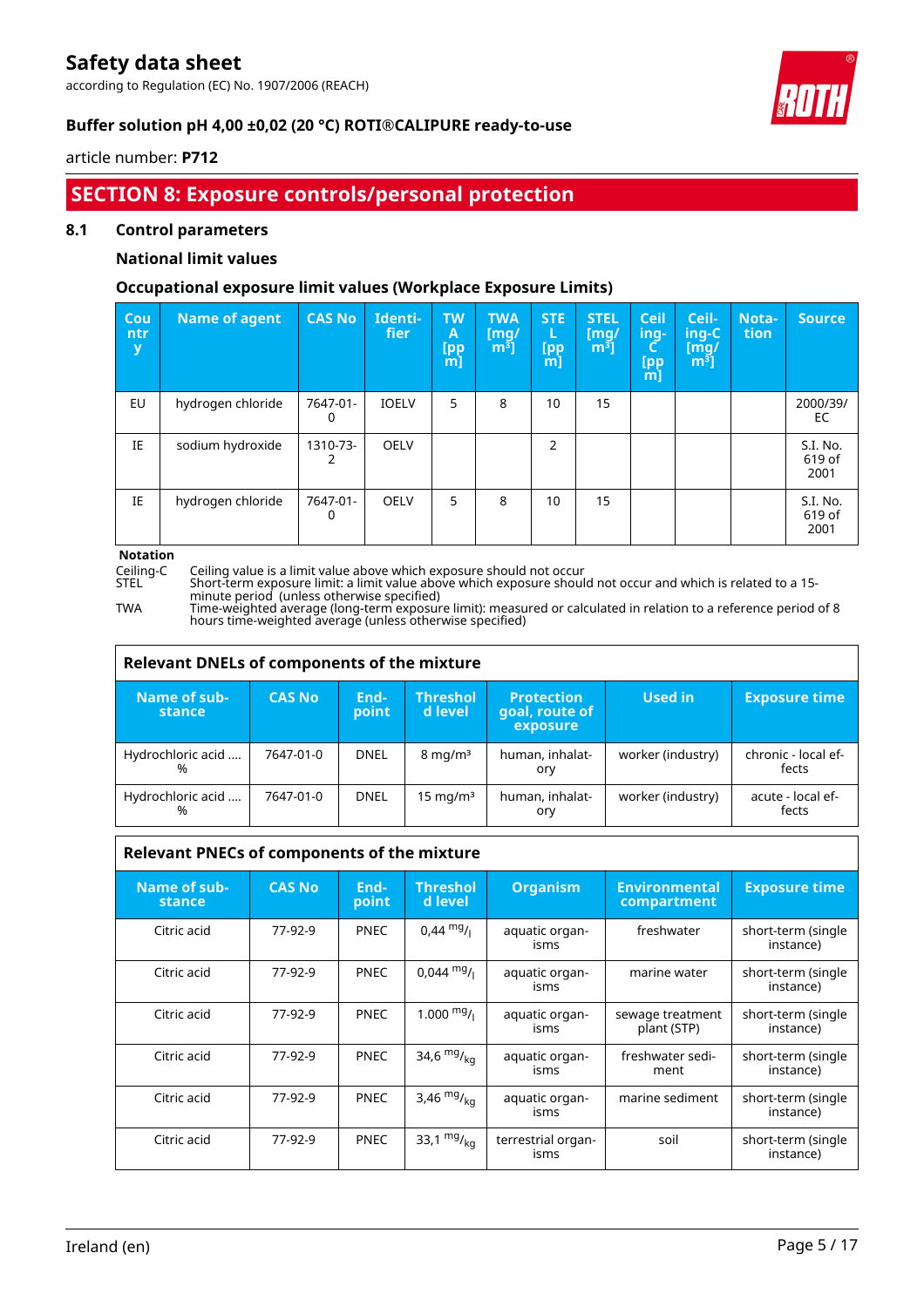## SECTION 8: Exposure controls/personal protection

### 8.1 Control parameters

**National limit values**

**Occupational exposure limit values (Workplace Exposure Limits)**

| Country | Name of agent | CAS No | Identifier | TWA [ppm] | TWA [mg/m³] | STEL [ppm] | STEL [mg/m³] | Ceiling-C [ppm] | Ceiling-C [mg/m³] | Notation | Source |
|---|---|---|---|---|---|---|---|---|---|---|---|
| EU | hydrogen chloride | 7647-01-0 | IOELV | 5 | 8 | 10 | 15 | | | | 2000/39/EC |
| IE | sodium hydroxide | 1310-73-2 | OELV | | | 2 | | | | | S.I. No. 619 of 2001 |
| IE | hydrogen chloride | 7647-01-0 | OELV | 5 | 8 | 10 | 15 | | | | S.I. No. 619 of 2001 |

**Notation**

Ceiling-C Ceiling value is a limit value above which exposure should not occur
STEL Short-term exposure limit: a limit value above which exposure should not occur and which is related to a 15-minute period (unless otherwise specified)
TWA Time-weighted average (long-term exposure limit): measured or calculated in relation to a reference period of 8 hours time-weighted average (unless otherwise specified)

**Relevant DNELs of components of the mixture**

| Name of substance | CAS No | Endpoint | Threshold level | Protection goal, route of exposure | Used in | Exposure time |
|---|---|---|---|---|---|---|
| Hydrochloric acid .... % | 7647-01-0 | DNEL | 8 mg/m³ | human, inhalatory | worker (industry) | chronic - local effects |
| Hydrochloric acid .... % | 7647-01-0 | DNEL | 15 mg/m³ | human, inhalatory | worker (industry) | acute - local effects |

**Relevant PNECs of components of the mixture**

| Name of substance | CAS No | Endpoint | Threshold level | Organism | Environmental compartment | Exposure time |
|---|---|---|---|---|---|---|
| Citric acid | 77-92-9 | PNEC | 0,44 mg/l | aquatic organisms | freshwater | short-term (single instance) |
| Citric acid | 77-92-9 | PNEC | 0,044 mg/l | aquatic organisms | marine water | short-term (single instance) |
| Citric acid | 77-92-9 | PNEC | 1.000 mg/l | aquatic organisms | sewage treatment plant (STP) | short-term (single instance) |
| Citric acid | 77-92-9 | PNEC | 34,6 mg/kg | aquatic organisms | freshwater sediment | short-term (single instance) |
| Citric acid | 77-92-9 | PNEC | 3,46 mg/kg | aquatic organisms | marine sediment | short-term (single instance) |
| Citric acid | 77-92-9 | PNEC | 33,1 mg/kg | terrestrial organisms | soil | short-term (single instance) |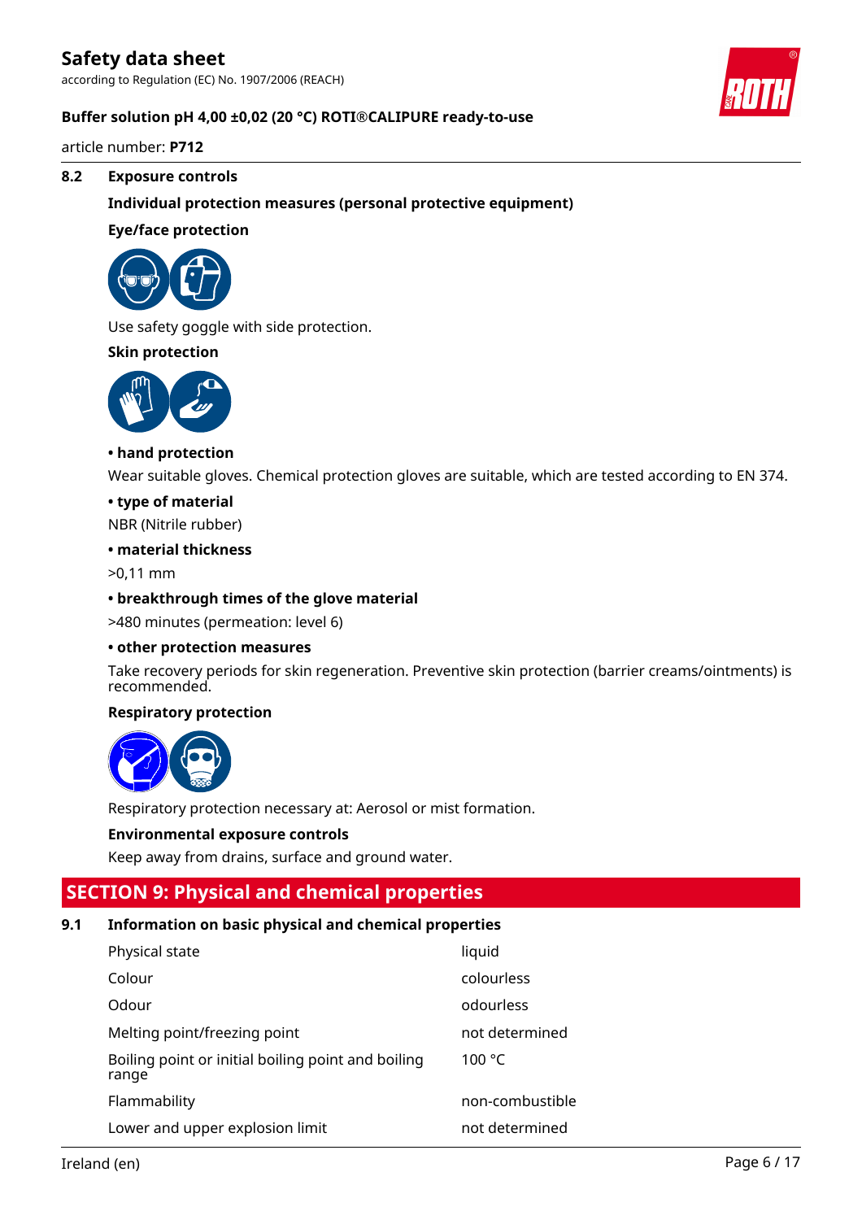### 8.2 Exposure controls

**Individual protection measures (personal protective equipment)**

**Eye/face protection**

Use safety goggle with side protection.

**Skin protection**

**• hand protection**

Wear suitable gloves. Chemical protection gloves are suitable, which are tested according to EN 374.

**• type of material**

NBR (Nitrile rubber)

**• material thickness**

>0,11 mm

**• breakthrough times of the glove material**

>480 minutes (permeation: level 6)

**• other protection measures**

Take recovery periods for skin regeneration. Preventive skin protection (barrier creams/ointments) is recommended.

**Respiratory protection**

Respiratory protection necessary at: Aerosol or mist formation.

**Environmental exposure controls**

Keep away from drains, surface and ground water.

## SECTION 9: Physical and chemical properties

### 9.1 Information on basic physical and chemical properties

| | |
|---|---|
| Physical state | liquid |
| Colour | colourless |
| Odour | odourless |
| Melting point/freezing point | not determined |
| Boiling point or initial boiling point and boiling range | 100 °C |
| Flammability | non-combustible |
| Lower and upper explosion limit | not determined |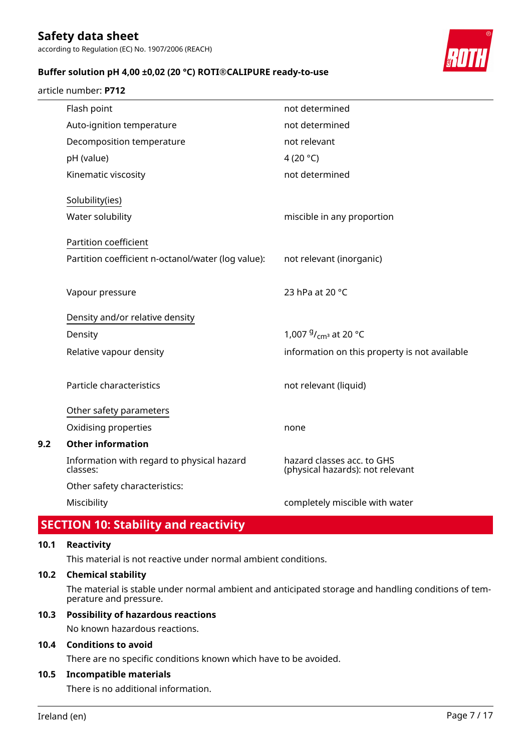| | |
|---|---|
| Flash point | not determined |
| Auto-ignition temperature | not determined |
| Decomposition temperature | not relevant |
| pH (value) | 4 (20 °C) |
| Kinematic viscosity | not determined |

Solubility(ies)

| | |
|---|---|
| Water solubility | miscible in any proportion |

Partition coefficient

| | |
|---|---|
| Partition coefficient n-octanol/water (log value): | not relevant (inorganic) |
| Vapour pressure | 23 hPa at 20 °C |

Density and/or relative density

| | |
|---|---|
| Density | 1,007 $^{g}/_{cm^3}$ at 20 °C |
| Relative vapour density | information on this property is not available |
| Particle characteristics | not relevant (liquid) |

Other safety parameters

| | |
|---|---|
| Oxidising properties | none |

**9.2 Other information**

| | |
|---|---|
| Information with regard to physical hazard classes: | hazard classes acc. to GHS (physical hazards): not relevant |
| Other safety characteristics: | |
| Miscibility | completely miscible with water |

## SECTION 10: Stability and reactivity

**10.1 Reactivity**

This material is not reactive under normal ambient conditions.

**10.2 Chemical stability**

The material is stable under normal ambient and anticipated storage and handling conditions of temperature and pressure.

**10.3 Possibility of hazardous reactions**

No known hazardous reactions.

**10.4 Conditions to avoid**

There are no specific conditions known which have to be avoided.

**10.5 Incompatible materials**

There is no additional information.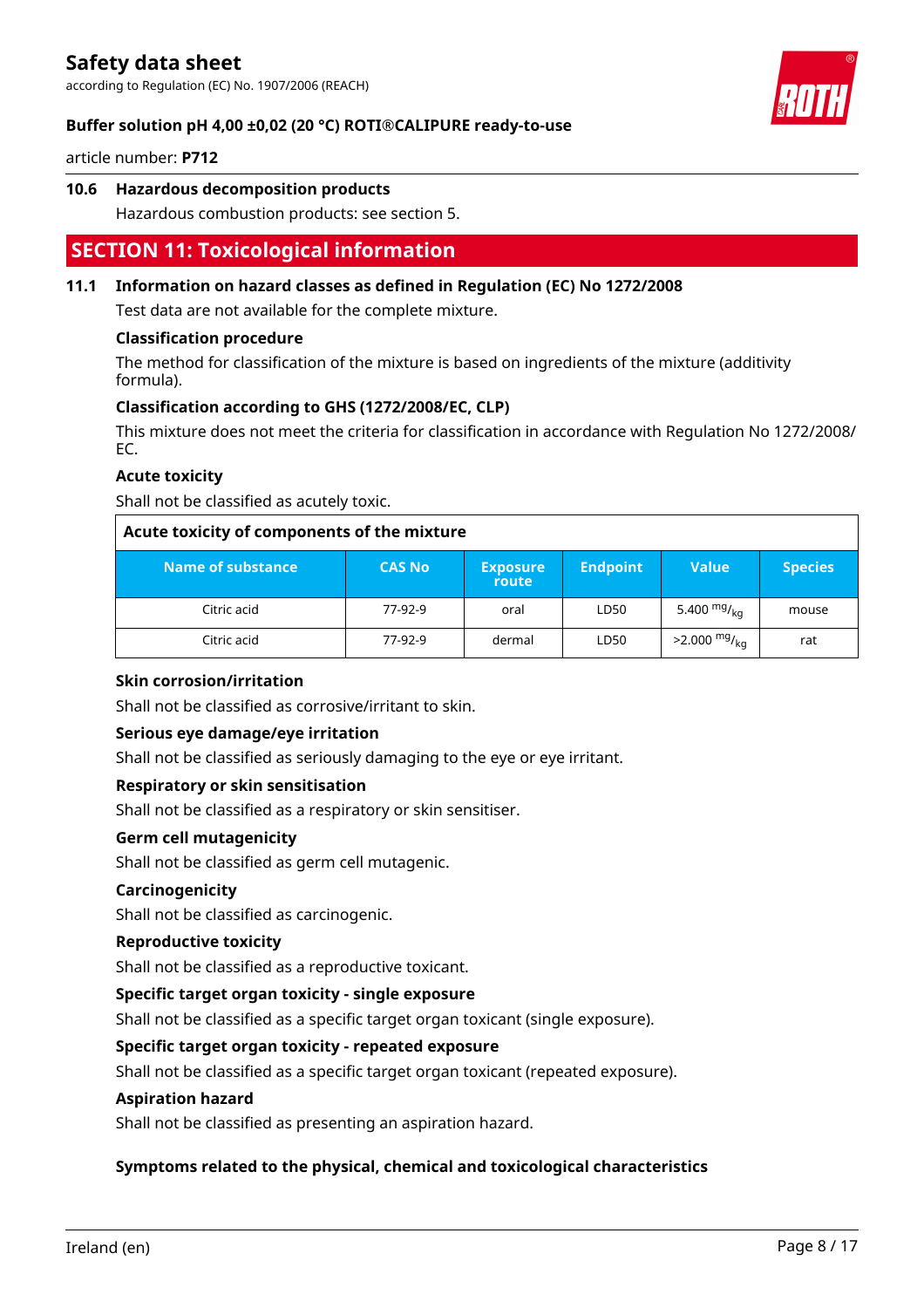### 10.6 Hazardous decomposition products

Hazardous combustion products: see section 5.

## SECTION 11: Toxicological information

### 11.1 Information on hazard classes as defined in Regulation (EC) No 1272/2008

Test data are not available for the complete mixture.

**Classification procedure**

The method for classification of the mixture is based on ingredients of the mixture (additivity formula).

**Classification according to GHS (1272/2008/EC, CLP)**

This mixture does not meet the criteria for classification in accordance with Regulation No 1272/2008/EC.

**Acute toxicity**

Shall not be classified as acutely toxic.

**Acute toxicity of components of the mixture**

| Name of substance | CAS No | Exposure route | Endpoint | Value | Species |
|---|---|---|---|---|---|
| Citric acid | 77-92-9 | oral | LD50 | 5.400 $^{mg}/_{kg}$ | mouse |
| Citric acid | 77-92-9 | dermal | LD50 | >2.000 $^{mg}/_{kg}$ | rat |

**Skin corrosion/irritation**

Shall not be classified as corrosive/irritant to skin.

**Serious eye damage/eye irritation**

Shall not be classified as seriously damaging to the eye or eye irritant.

**Respiratory or skin sensitisation**

Shall not be classified as a respiratory or skin sensitiser.

**Germ cell mutagenicity**

Shall not be classified as germ cell mutagenic.

**Carcinogenicity**

Shall not be classified as carcinogenic.

**Reproductive toxicity**

Shall not be classified as a reproductive toxicant.

**Specific target organ toxicity - single exposure**

Shall not be classified as a specific target organ toxicant (single exposure).

**Specific target organ toxicity - repeated exposure**

Shall not be classified as a specific target organ toxicant (repeated exposure).

**Aspiration hazard**

Shall not be classified as presenting an aspiration hazard.

**Symptoms related to the physical, chemical and toxicological characteristics**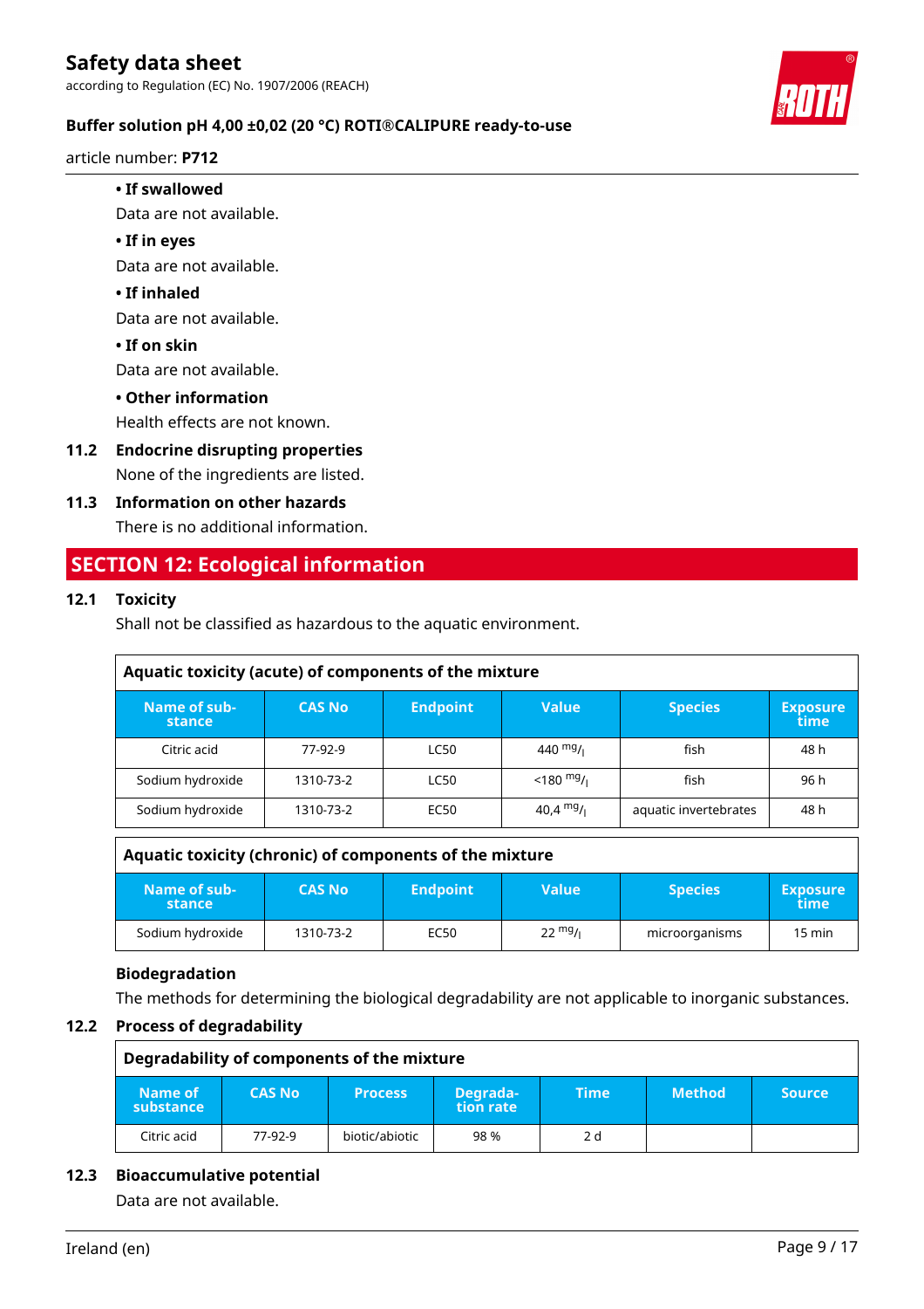**• If swallowed**

Data are not available.

**• If in eyes**

Data are not available.

**• If inhaled**

Data are not available.

**• If on skin**

Data are not available.

**• Other information**

Health effects are not known.

### 11.2 Endocrine disrupting properties

None of the ingredients are listed.

### 11.3 Information on other hazards

There is no additional information.

## SECTION 12: Ecological information

### 12.1 Toxicity

Shall not be classified as hazardous to the aquatic environment.

**Aquatic toxicity (acute) of components of the mixture**

| Name of substance | CAS No | Endpoint | Value | Species | Exposure time |
|---|---|---|---|---|---|
| Citric acid | 77-92-9 | LC50 | 440 $^{mg}/_{l}$ | fish | 48 h |
| Sodium hydroxide | 1310-73-2 | LC50 | <180 $^{mg}/_{l}$ | fish | 96 h |
| Sodium hydroxide | 1310-73-2 | EC50 | 40,4 $^{mg}/_{l}$ | aquatic invertebrates | 48 h |

**Aquatic toxicity (chronic) of components of the mixture**

| Name of substance | CAS No | Endpoint | Value | Species | Exposure time |
|---|---|---|---|---|---|
| Sodium hydroxide | 1310-73-2 | EC50 | 22 $^{mg}/_{l}$ | microorganisms | 15 min |

**Biodegradation**

The methods for determining the biological degradability are not applicable to inorganic substances.

### 12.2 Process of degradability

**Degradability of components of the mixture**

| Name of substance | CAS No | Process | Degradation rate | Time | Method | Source |
|---|---|---|---|---|---|---|
| Citric acid | 77-92-9 | biotic/abiotic | 98 % | 2 d | | |

### 12.3 Bioaccumulative potential

Data are not available.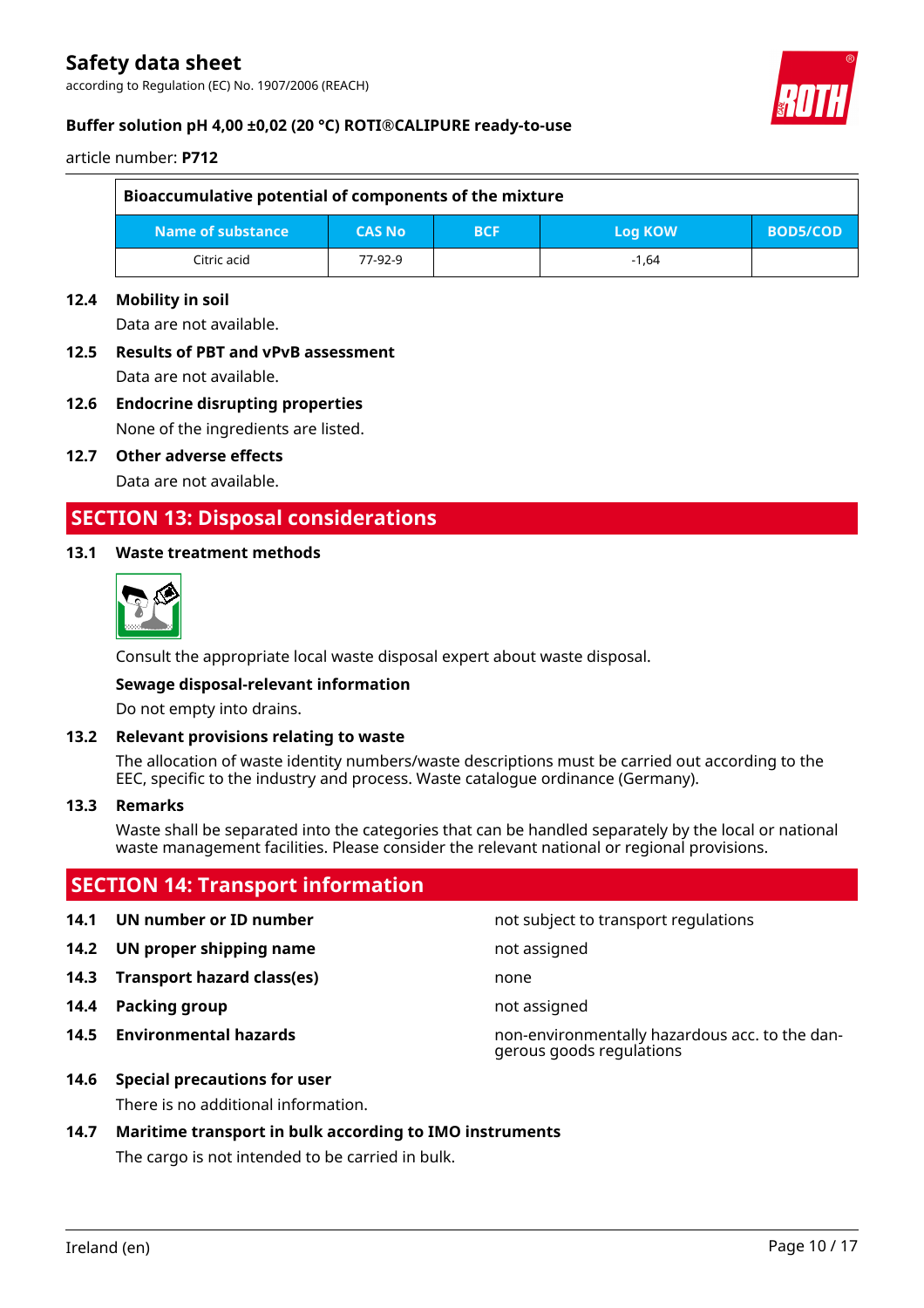| Bioaccumulative potential of components of the mixture | | | | |
|---|---|---|---|---|
| Name of substance | CAS No | BCF | Log KOW | BOD5/COD |
| Citric acid | 77-92-9 | | -1,64 | |

### 12.4 Mobility in soil

Data are not available.

### 12.5 Results of PBT and vPvB assessment

Data are not available.

### 12.6 Endocrine disrupting properties

None of the ingredients are listed.

### 12.7 Other adverse effects

Data are not available.

## SECTION 13: Disposal considerations

### 13.1 Waste treatment methods

Consult the appropriate local waste disposal expert about waste disposal.

**Sewage disposal-relevant information**

Do not empty into drains.

### 13.2 Relevant provisions relating to waste

The allocation of waste identity numbers/waste descriptions must be carried out according to the EEC, specific to the industry and process. Waste catalogue ordinance (Germany).

### 13.3 Remarks

Waste shall be separated into the categories that can be handled separately by the local or national waste management facilities. Please consider the relevant national or regional provisions.

## SECTION 14: Transport information

**14.1 UN number or ID number** — not subject to transport regulations

**14.2 UN proper shipping name** — not assigned

**14.3 Transport hazard class(es)** — none

**14.4 Packing group** — not assigned

**14.5 Environmental hazards** — non-environmentally hazardous acc. to the dangerous goods regulations

### 14.6 Special precautions for user

There is no additional information.

### 14.7 Maritime transport in bulk according to IMO instruments

The cargo is not intended to be carried in bulk.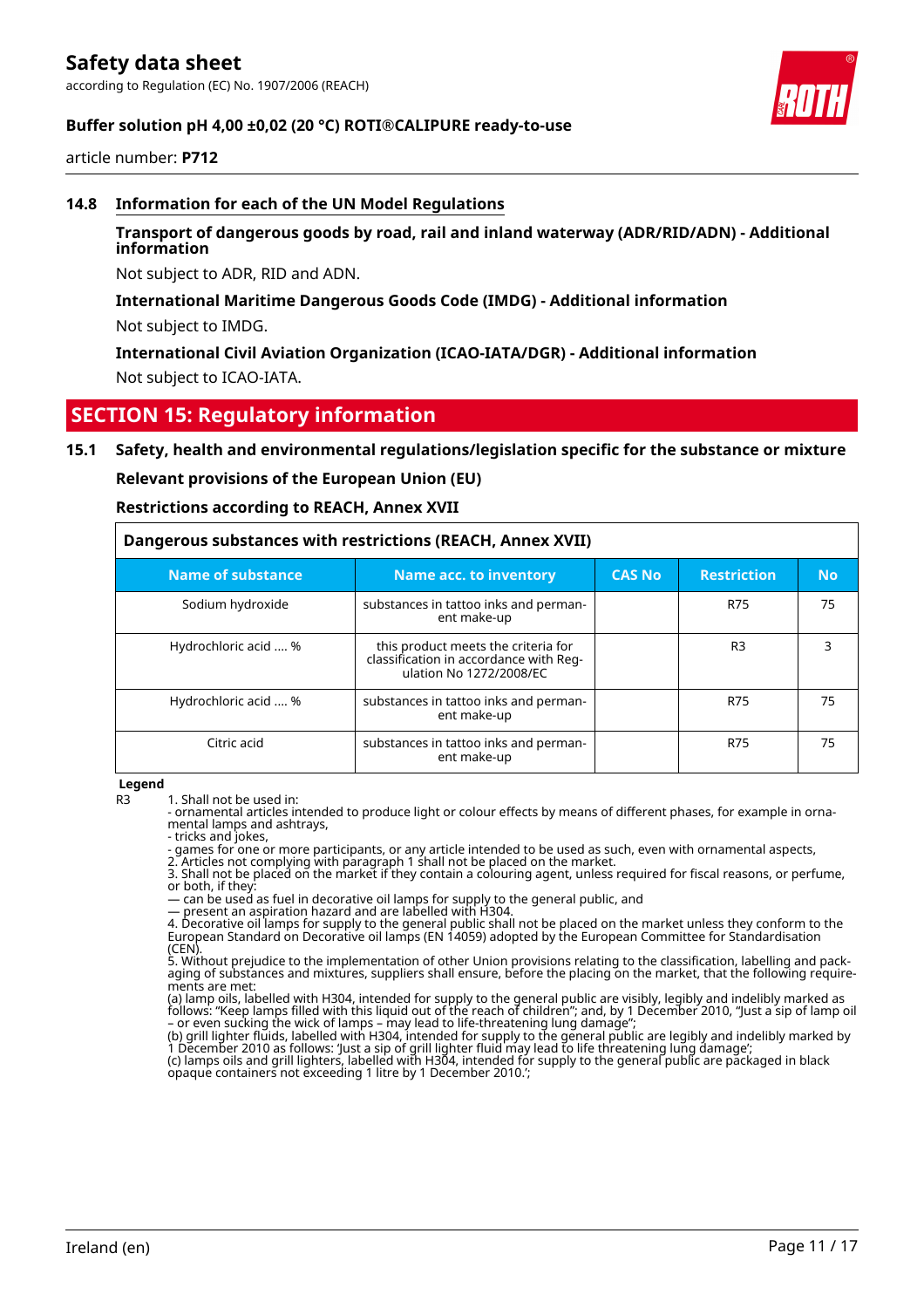### 14.8 Information for each of the UN Model Regulations

**Transport of dangerous goods by road, rail and inland waterway (ADR/RID/ADN) - Additional information**

Not subject to ADR, RID and ADN.

**International Maritime Dangerous Goods Code (IMDG) - Additional information**

Not subject to IMDG.

**International Civil Aviation Organization (ICAO-IATA/DGR) - Additional information**

Not subject to ICAO-IATA.

## SECTION 15: Regulatory information

### 15.1 Safety, health and environmental regulations/legislation specific for the substance or mixture

**Relevant provisions of the European Union (EU)**

**Restrictions according to REACH, Annex XVII**

**Dangerous substances with restrictions (REACH, Annex XVII)**

| Name of substance | Name acc. to inventory | CAS No | Restriction | No |
|---|---|---|---|---|
| Sodium hydroxide | substances in tattoo inks and permanent make-up | | R75 | 75 |
| Hydrochloric acid .... % | this product meets the criteria for classification in accordance with Regulation No 1272/2008/EC | | R3 | 3 |
| Hydrochloric acid .... % | substances in tattoo inks and permanent make-up | | R75 | 75 |
| Citric acid | substances in tattoo inks and permanent make-up | | R75 | 75 |

**Legend**

R3 1. Shall not be used in:
- ornamental articles intended to produce light or colour effects by means of different phases, for example in ornamental lamps and ashtrays,
- tricks and jokes,
- games for one or more participants, or any article intended to be used as such, even with ornamental aspects,
2. Articles not complying with paragraph 1 shall not be placed on the market.
3. Shall not be placed on the market if they contain a colouring agent, unless required for fiscal reasons, or perfume, or both, if they:
— can be used as fuel in decorative oil lamps for supply to the general public, and
— present an aspiration hazard and are labelled with H304.
4. Decorative oil lamps for supply to the general public shall not be placed on the market unless they conform to the European Standard on Decorative oil lamps (EN 14059) adopted by the European Committee for Standardisation (CEN).
5. Without prejudice to the implementation of other Union provisions relating to the classification, labelling and packaging of substances and mixtures, suppliers shall ensure, before the placing on the market, that the following requirements are met:
(a) lamp oils, labelled with H304, intended for supply to the general public are visibly, legibly and indelibly marked as follows: "Keep lamps filled with this liquid out of the reach of children"; and, by 1 December 2010, "Just a sip of lamp oil – or even sucking the wick of lamps – may lead to life-threatening lung damage";
(b) grill lighter fluids, labelled with H304, intended for supply to the general public are legibly and indelibly marked by 1 December 2010 as follows: 'Just a sip of grill lighter fluid may lead to life threatening lung damage';
(c) lamps oils and grill lighters, labelled with H304, intended for supply to the general public are packaged in black opaque containers not exceeding 1 litre by 1 December 2010.';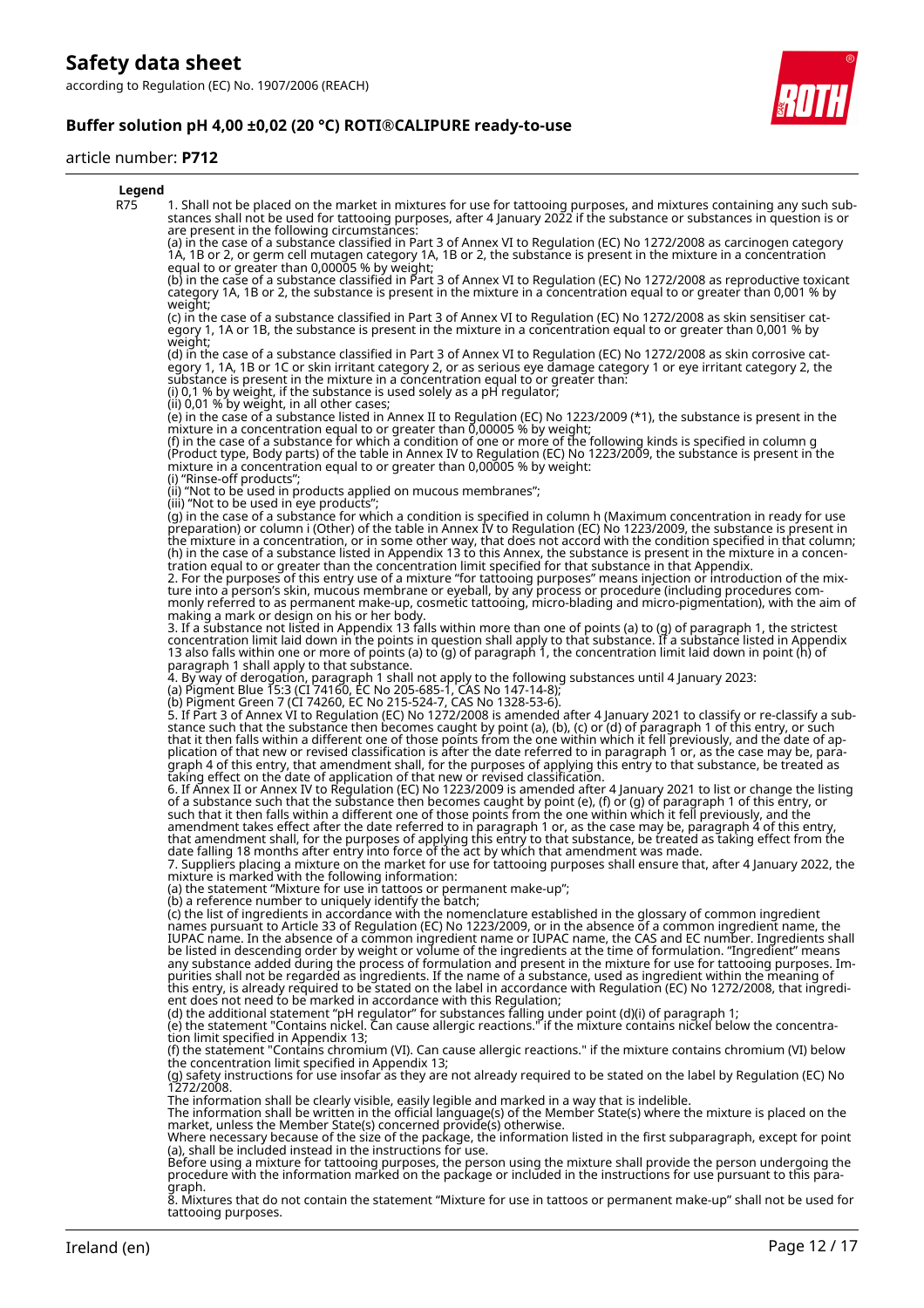**Legend**

R75 1. Shall not be placed on the market in mixtures for use for tattooing purposes, and mixtures containing any such substances shall not be used for tattooing purposes, after 4 January 2022 if the substance or substances in question is or are present in the following circumstances:
(a) in the case of a substance classified in Part 3 of Annex VI to Regulation (EC) No 1272/2008 as carcinogen category 1A, 1B or 2, or germ cell mutagen category 1A, 1B or 2, the substance is present in the mixture in a concentration equal to or greater than 0,00005 % by weight;
(b) in the case of a substance classified in Part 3 of Annex VI to Regulation (EC) No 1272/2008 as reproductive toxicant category 1A, 1B or 2, the substance is present in the mixture in a concentration equal to or greater than 0,001 % by weight;
(c) in the case of a substance classified in Part 3 of Annex VI to Regulation (EC) No 1272/2008 as skin sensitiser category 1, 1A or 1B, the substance is present in the mixture in a concentration equal to or greater than 0,001 % by weight;
(d) in the case of a substance classified in Part 3 of Annex VI to Regulation (EC) No 1272/2008 as skin corrosive category 1, 1A, 1B or 1C or skin irritant category 2, or as serious eye damage category 1 or eye irritant category 2, the substance is present in the mixture in a concentration equal to or greater than:
(i) 0,1 % by weight, if the substance is used solely as a pH regulator;
(ii) 0,01 % by weight, in all other cases;
(e) in the case of a substance listed in Annex II to Regulation (EC) No 1223/2009 (*1), the substance is present in the mixture in a concentration equal to or greater than 0,00005 % by weight;
(f) in the case of a substance for which a condition of one or more of the following kinds is specified in column g (Product type, Body parts) of the table in Annex IV to Regulation (EC) No 1223/2009, the substance is present in the mixture in a concentration equal to or greater than 0,00005 % by weight:
(i) "Rinse-off products";
(ii) "Not to be used in products applied on mucous membranes";
(iii) "Not to be used in eye products";
(g) in the case of a substance for which a condition is specified in column h (Maximum concentration in ready for use preparation) or column i (Other) of the table in Annex IV to Regulation (EC) No 1223/2009, the substance is present in the mixture in a concentration, or in some other way, that does not accord with the condition specified in that column;
(h) in the case of a substance listed in Appendix 13 to this Annex, the substance is present in the mixture in a concentration equal to or greater than the concentration limit specified for that substance in that Appendix.
2. For the purposes of this entry use of a mixture "for tattooing purposes" means injection or introduction of the mixture into a person's skin, mucous membrane or eyeball, by any process or procedure (including procedures commonly referred to as permanent make-up, cosmetic tattooing, micro-blading and micro-pigmentation), with the aim of making a mark or design on his or her body.
3. If a substance not listed in Appendix 13 falls within more than one of points (a) to (g) of paragraph 1, the strictest concentration limit laid down in the points in question shall apply to that substance. If a substance listed in Appendix 13 also falls within one or more of points (a) to (g) of paragraph 1, the concentration limit laid down in point (h) of paragraph 1 shall apply to that substance.
4. By way of derogation, paragraph 1 shall not apply to the following substances until 4 January 2023:
(a) Pigment Blue 15:3 (CI 74160, EC No 205-685-1, CAS No 147-14-8);
(b) Pigment Green 7 (CI 74260, EC No 215-524-7, CAS No 1328-53-6).
5. If Part 3 of Annex VI to Regulation (EC) No 1272/2008 is amended after 4 January 2021 to classify or re-classify a substance such that the substance then becomes caught by point (a), (b), (c) or (d) of paragraph 1 of this entry, or such that it then falls within a different one of those points from the one within which it fell previously, and the date of application of that new or revised classification is after the date referred to in paragraph 1 or, as the case may be, paragraph 4 of this entry, that amendment shall, for the purposes of applying this entry to that substance, be treated as taking effect on the date of application of that new or revised classification.
6. If Annex II or Annex IV to Regulation (EC) No 1223/2009 is amended after 4 January 2021 to list or change the listing of a substance such that the substance then becomes caught by point (e), (f) or (g) of paragraph 1 of this entry, or such that it then falls within a different one of those points from the one within which it fell previously, and the amendment takes effect after the date referred to in paragraph 1 or, as the case may be, paragraph 4 of this entry, that amendment shall, for the purposes of applying this entry to that substance, be treated as taking effect from the date falling 18 months after entry into force of the act by which that amendment was made.
7. Suppliers placing a mixture on the market for use for tattooing purposes shall ensure that, after 4 January 2022, the mixture is marked with the following information:
(a) the statement "Mixture for use in tattoos or permanent make-up";
(b) a reference number to uniquely identify the batch;
(c) the list of ingredients in accordance with the nomenclature established in the glossary of common ingredient names pursuant to Article 33 of Regulation (EC) No 1223/2009, or in the absence of a common ingredient name, the IUPAC name. In the absence of a common ingredient name or IUPAC name, the CAS and EC number. Ingredients shall be listed in descending order by weight or volume of the ingredients at the time of formulation. "Ingredient" means any substance added during the process of formulation and present in the mixture for use for tattooing purposes. Impurities shall not be regarded as ingredients. If the name of a substance, used as ingredient within the meaning of this entry, is already required to be stated on the label in accordance with Regulation (EC) No 1272/2008, that ingredient does not need to be marked in accordance with this Regulation;
(d) the additional statement "pH regulator" for substances falling under point (d)(i) of paragraph 1;
(e) the statement "Contains nickel. Can cause allergic reactions." if the mixture contains nickel below the concentration limit specified in Appendix 13;
(f) the statement "Contains chromium (VI). Can cause allergic reactions." if the mixture contains chromium (VI) below the concentration limit specified in Appendix 13;
(g) safety instructions for use insofar as they are not already required to be stated on the label by Regulation (EC) No 1272/2008.
The information shall be clearly visible, easily legible and marked in a way that is indelible.
The information shall be written in the official language(s) of the Member State(s) where the mixture is placed on the market, unless the Member State(s) concerned provide(s) otherwise.
Where necessary because of the size of the package, the information listed in the first subparagraph, except for point (a), shall be included instead in the instructions for use.
Before using a mixture for tattooing purposes, the person using the mixture shall provide the person undergoing the procedure with the information marked on the package or included in the instructions for use pursuant to this paragraph.
8. Mixtures that do not contain the statement "Mixture for use in tattoos or permanent make-up" shall not be used for tattooing purposes.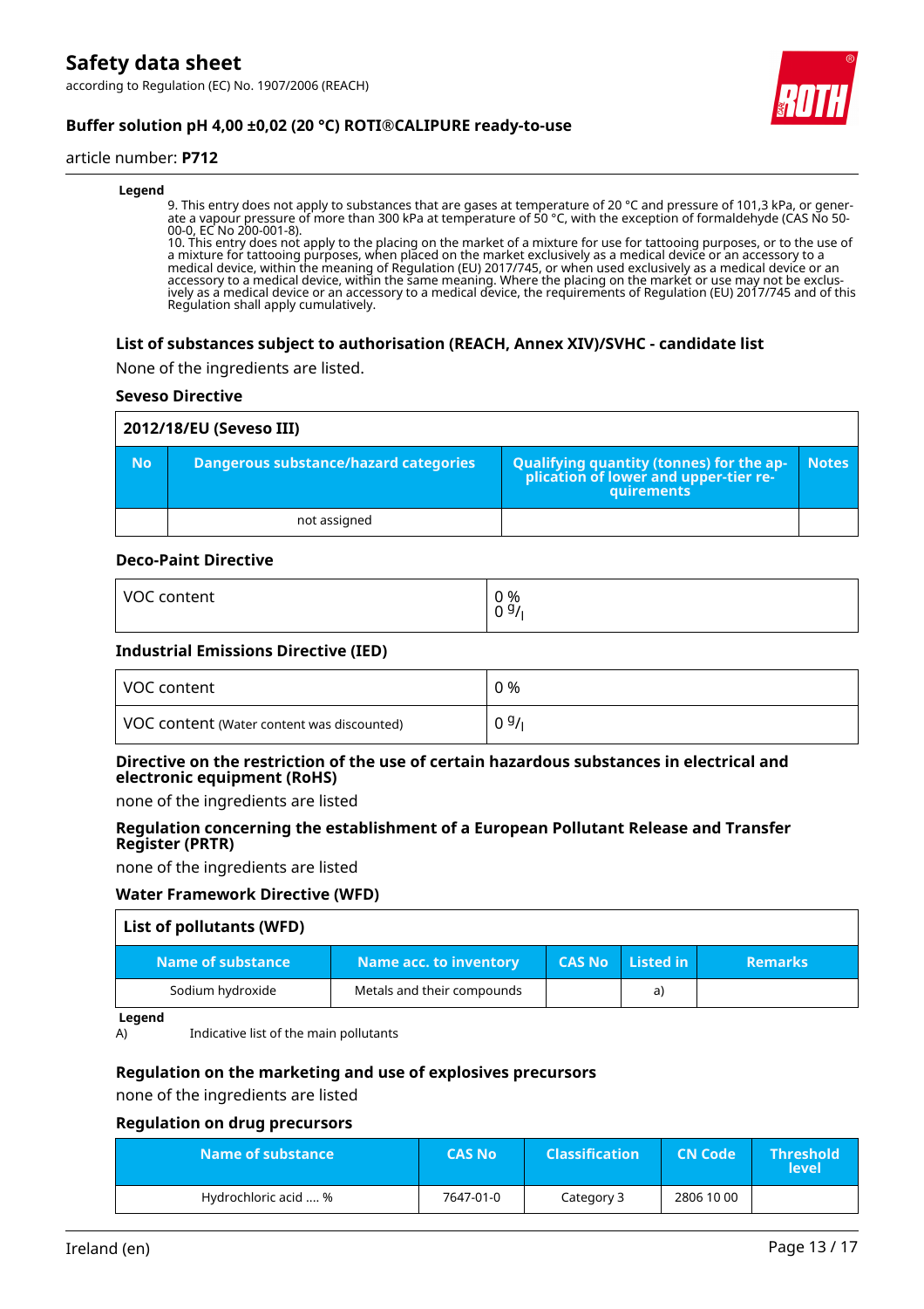**Legend**

9. This entry does not apply to substances that are gases at temperature of 20 °C and pressure of 101,3 kPa, or generate a vapour pressure of more than 300 kPa at temperature of 50 °C, with the exception of formaldehyde (CAS No 50-00-0, EC No 200-001-8).
10. This entry does not apply to the placing on the market of a mixture for use for tattooing purposes, or to the use of a mixture for tattooing purposes, when placed on the market exclusively as a medical device or an accessory to a medical device, within the meaning of Regulation (EU) 2017/745, or when used exclusively as a medical device or an accessory to a medical device, within the same meaning. Where the placing on the market or use may not be exclusively as a medical device or an accessory to a medical device, the requirements of Regulation (EU) 2017/745 and of this Regulation shall apply cumulatively.

### List of substances subject to authorisation (REACH, Annex XIV)/SVHC - candidate list

None of the ingredients are listed.

#### Seveso Directive

| 2012/18/EU (Seveso III) | | | |
|---|---|---|---|
| **No** | **Dangerous substance/hazard categories** | **Qualifying quantity (tonnes) for the application of lower and upper-tier requirements** | **Notes** |
| | not assigned | | |

#### Deco-Paint Directive

| | |
|---|---|
| VOC content | 0 %<br>0 g/l |

#### Industrial Emissions Directive (IED)

| | |
|---|---|
| VOC content | 0 % |
| VOC content (Water content was discounted) | 0 g/l |

#### Directive on the restriction of the use of certain hazardous substances in electrical and electronic equipment (RoHS)

none of the ingredients are listed

#### Regulation concerning the establishment of a European Pollutant Release and Transfer Register (PRTR)

none of the ingredients are listed

#### Water Framework Directive (WFD)

| List of pollutants (WFD) | | | | |
|---|---|---|---|---|
| **Name of substance** | **Name acc. to inventory** | **CAS No** | **Listed in** | **Remarks** |
| Sodium hydroxide | Metals and their compounds | | a) | |

**Legend**

A) Indicative list of the main pollutants

#### Regulation on the marketing and use of explosives precursors

none of the ingredients are listed

#### Regulation on drug precursors

| Name of substance | CAS No | Classification | CN Code | Threshold level |
|---|---|---|---|---|
| Hydrochloric acid .... % | 7647-01-0 | Category 3 | 2806 10 00 | |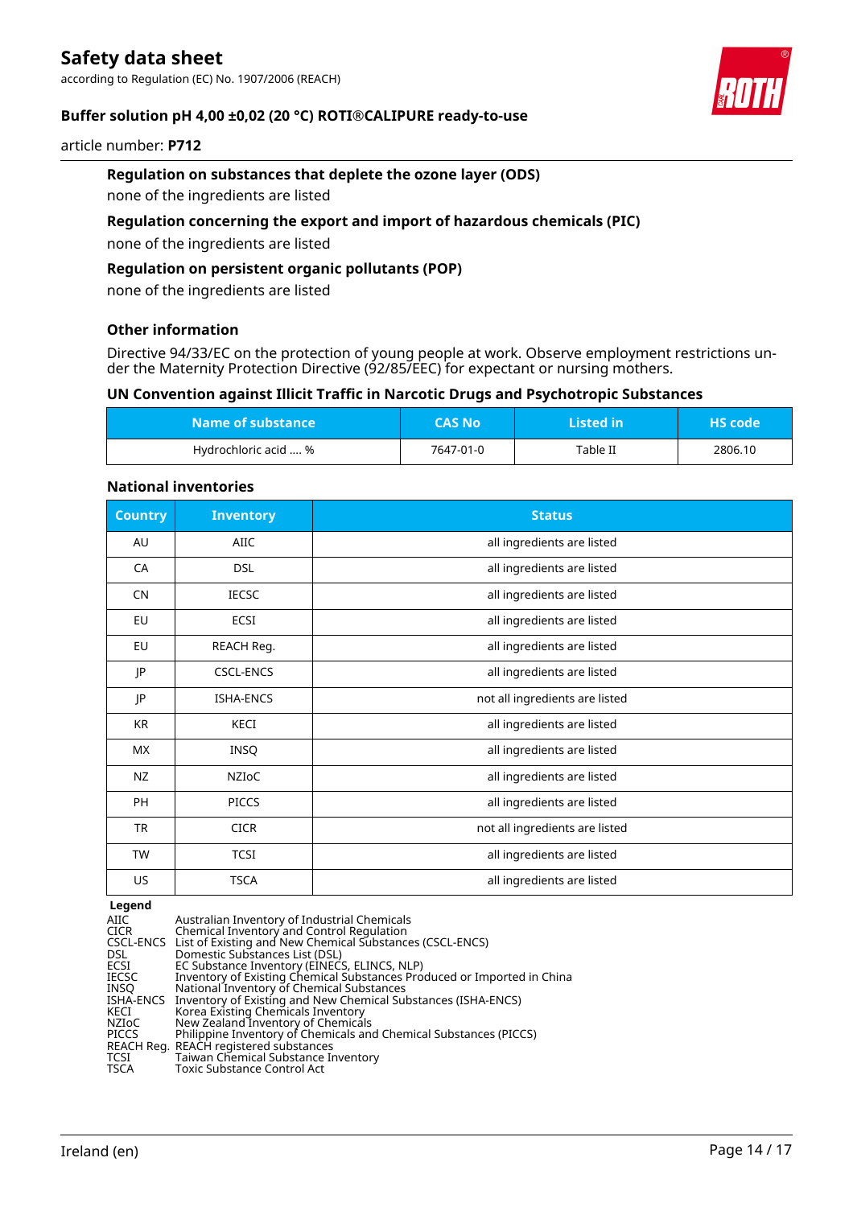### Regulation on substances that deplete the ozone layer (ODS)

none of the ingredients are listed

### Regulation concerning the export and import of hazardous chemicals (PIC)

none of the ingredients are listed

### Regulation on persistent organic pollutants (POP)

none of the ingredients are listed

### Other information

Directive 94/33/EC on the protection of young people at work. Observe employment restrictions under the Maternity Protection Directive (92/85/EEC) for expectant or nursing mothers.

### UN Convention against Illicit Traffic in Narcotic Drugs and Psychotropic Substances

| Name of substance | CAS No | Listed in | HS code |
|---|---|---|---|
| Hydrochloric acid .... % | 7647-01-0 | Table II | 2806.10 |

### National inventories

| Country | Inventory | Status |
|---|---|---|
| AU | AIIC | all ingredients are listed |
| CA | DSL | all ingredients are listed |
| CN | IECSC | all ingredients are listed |
| EU | ECSI | all ingredients are listed |
| EU | REACH Reg. | all ingredients are listed |
| JP | CSCL-ENCS | all ingredients are listed |
| JP | ISHA-ENCS | not all ingredients are listed |
| KR | KECI | all ingredients are listed |
| MX | INSQ | all ingredients are listed |
| NZ | NZIoC | all ingredients are listed |
| PH | PICCS | all ingredients are listed |
| TR | CICR | not all ingredients are listed |
| TW | TCSI | all ingredients are listed |
| US | TSCA | all ingredients are listed |

**Legend**

| | |
|---|---|
| AIIC | Australian Inventory of Industrial Chemicals |
| CICR | Chemical Inventory and Control Regulation |
| CSCL-ENCS | List of Existing and New Chemical Substances (CSCL-ENCS) |
| DSL | Domestic Substances List (DSL) |
| ECSI | EC Substance Inventory (EINECS, ELINCS, NLP) |
| IECSC | Inventory of Existing Chemical Substances Produced or Imported in China |
| INSQ | National Inventory of Chemical Substances |
| ISHA-ENCS | Inventory of Existing and New Chemical Substances (ISHA-ENCS) |
| KECI | Korea Existing Chemicals Inventory |
| NZIoC | New Zealand Inventory of Chemicals |
| PICCS | Philippine Inventory of Chemicals and Chemical Substances (PICCS) |
| REACH Reg. | REACH registered substances |
| TCSI | Taiwan Chemical Substance Inventory |
| TSCA | Toxic Substance Control Act |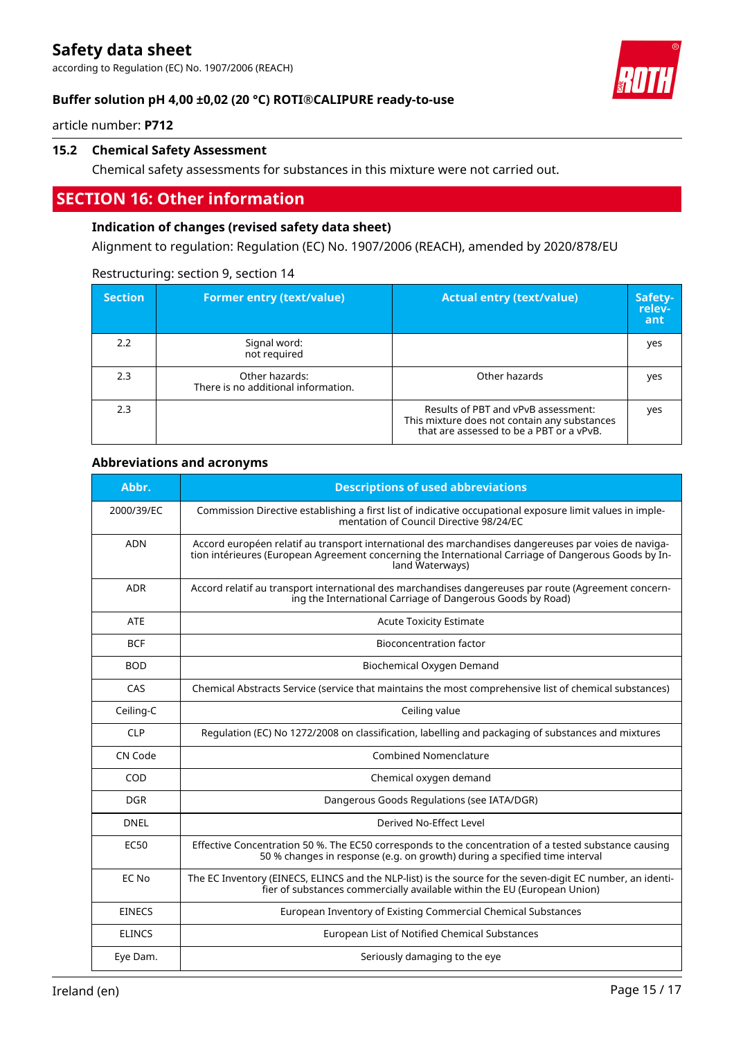### 15.2 Chemical Safety Assessment

Chemical safety assessments for substances in this mixture were not carried out.

## SECTION 16: Other information

### Indication of changes (revised safety data sheet)

Alignment to regulation: Regulation (EC) No. 1907/2006 (REACH), amended by 2020/878/EU

Restructuring: section 9, section 14

| Section | Former entry (text/value) | Actual entry (text/value) | Safety-relevant |
|---|---|---|---|
| 2.2 | Signal word:<br>not required | | yes |
| 2.3 | Other hazards:<br>There is no additional information. | Other hazards | yes |
| 2.3 | | Results of PBT and vPvB assessment:<br>This mixture does not contain any substances that are assessed to be a PBT or a vPvB. | yes |

### Abbreviations and acronyms

| Abbr. | Descriptions of used abbreviations |
|---|---|
| 2000/39/EC | Commission Directive establishing a first list of indicative occupational exposure limit values in implementation of Council Directive 98/24/EC |
| ADN | Accord européen relatif au transport international des marchandises dangereuses par voies de navigation intérieures (European Agreement concerning the International Carriage of Dangerous Goods by Inland Waterways) |
| ADR | Accord relatif au transport international des marchandises dangereuses par route (Agreement concerning the International Carriage of Dangerous Goods by Road) |
| ATE | Acute Toxicity Estimate |
| BCF | Bioconcentration factor |
| BOD | Biochemical Oxygen Demand |
| CAS | Chemical Abstracts Service (service that maintains the most comprehensive list of chemical substances) |
| Ceiling-C | Ceiling value |
| CLP | Regulation (EC) No 1272/2008 on classification, labelling and packaging of substances and mixtures |
| CN Code | Combined Nomenclature |
| COD | Chemical oxygen demand |
| DGR | Dangerous Goods Regulations (see IATA/DGR) |
| DNEL | Derived No-Effect Level |
| EC50 | Effective Concentration 50 %. The EC50 corresponds to the concentration of a tested substance causing 50 % changes in response (e.g. on growth) during a specified time interval |
| EC No | The EC Inventory (EINECS, ELINCS and the NLP-list) is the source for the seven-digit EC number, an identifier of substances commercially available within the EU (European Union) |
| EINECS | European Inventory of Existing Commercial Chemical Substances |
| ELINCS | European List of Notified Chemical Substances |
| Eye Dam. | Seriously damaging to the eye |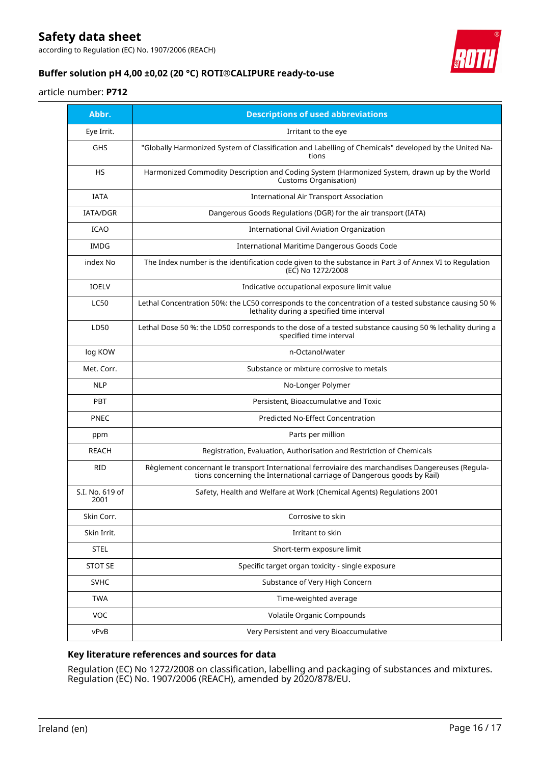| Abbr. | Descriptions of used abbreviations |
|---|---|
| Eye Irrit. | Irritant to the eye |
| GHS | "Globally Harmonized System of Classification and Labelling of Chemicals" developed by the United Nations |
| HS | Harmonized Commodity Description and Coding System (Harmonized System, drawn up by the World Customs Organisation) |
| IATA | International Air Transport Association |
| IATA/DGR | Dangerous Goods Regulations (DGR) for the air transport (IATA) |
| ICAO | International Civil Aviation Organization |
| IMDG | International Maritime Dangerous Goods Code |
| index No | The Index number is the identification code given to the substance in Part 3 of Annex VI to Regulation (EC) No 1272/2008 |
| IOELV | Indicative occupational exposure limit value |
| LC50 | Lethal Concentration 50%: the LC50 corresponds to the concentration of a tested substance causing 50 % lethality during a specified time interval |
| LD50 | Lethal Dose 50 %: the LD50 corresponds to the dose of a tested substance causing 50 % lethality during a specified time interval |
| log KOW | n-Octanol/water |
| Met. Corr. | Substance or mixture corrosive to metals |
| NLP | No-Longer Polymer |
| PBT | Persistent, Bioaccumulative and Toxic |
| PNEC | Predicted No-Effect Concentration |
| ppm | Parts per million |
| REACH | Registration, Evaluation, Authorisation and Restriction of Chemicals |
| RID | Règlement concernant le transport International ferroviaire des marchandises Dangereuses (Regulations concerning the International carriage of Dangerous goods by Rail) |
| S.I. No. 619 of 2001 | Safety, Health and Welfare at Work (Chemical Agents) Regulations 2001 |
| Skin Corr. | Corrosive to skin |
| Skin Irrit. | Irritant to skin |
| STEL | Short-term exposure limit |
| STOT SE | Specific target organ toxicity - single exposure |
| SVHC | Substance of Very High Concern |
| TWA | Time-weighted average |
| VOC | Volatile Organic Compounds |
| vPvB | Very Persistent and very Bioaccumulative |

### Key literature references and sources for data

Regulation (EC) No 1272/2008 on classification, labelling and packaging of substances and mixtures. Regulation (EC) No. 1907/2006 (REACH), amended by 2020/878/EU.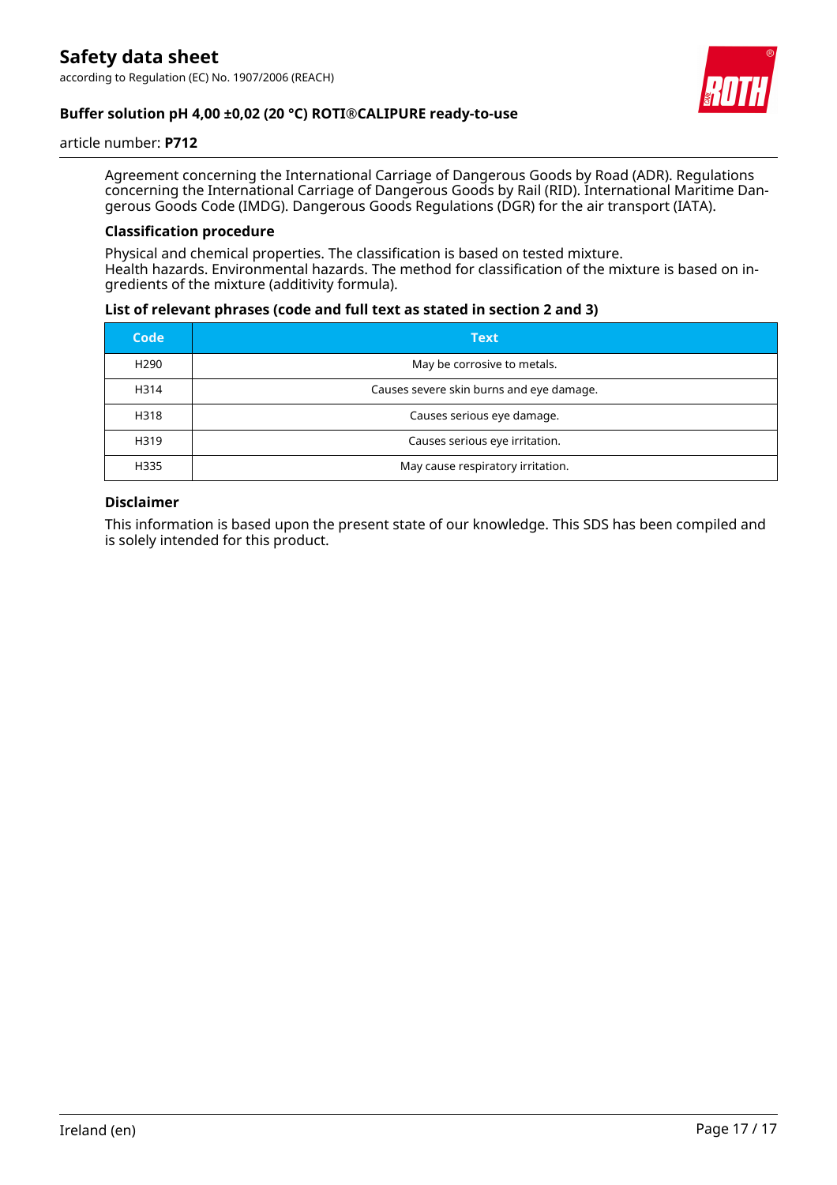Agreement concerning the International Carriage of Dangerous Goods by Road (ADR). Regulations concerning the International Carriage of Dangerous Goods by Rail (RID). International Maritime Dangerous Goods Code (IMDG). Dangerous Goods Regulations (DGR) for the air transport (IATA).

### Classification procedure

Physical and chemical properties. The classification is based on tested mixture.
Health hazards. Environmental hazards. The method for classification of the mixture is based on ingredients of the mixture (additivity formula).

### List of relevant phrases (code and full text as stated in section 2 and 3)

| Code | Text |
|---|---|
| H290 | May be corrosive to metals. |
| H314 | Causes severe skin burns and eye damage. |
| H318 | Causes serious eye damage. |
| H319 | Causes serious eye irritation. |
| H335 | May cause respiratory irritation. |

### Disclaimer

This information is based upon the present state of our knowledge. This SDS has been compiled and is solely intended for this product.